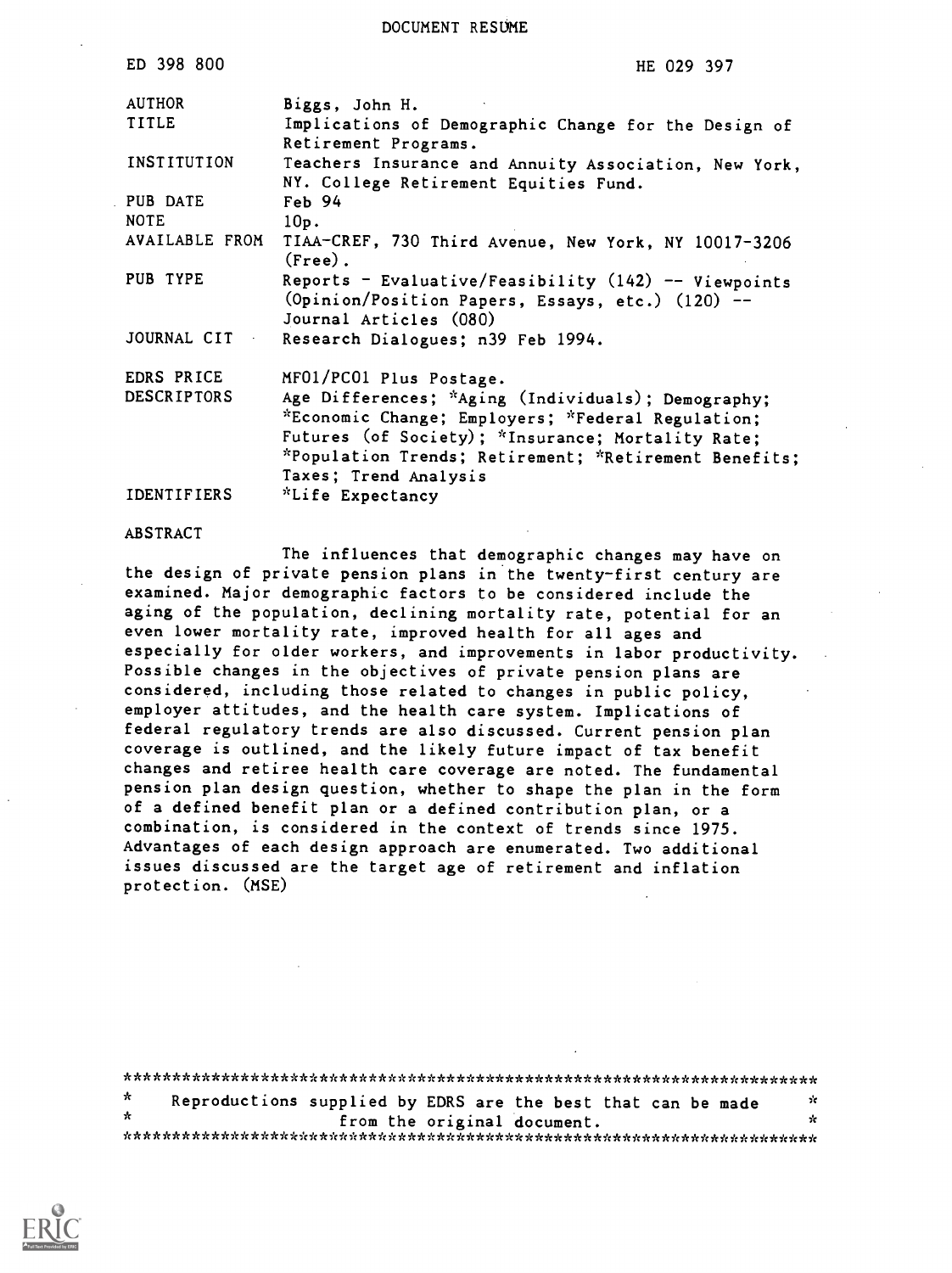DOCUMENT RESUME

ED 398 800 HE 029 397

| | |
|---|---|
| AUTHOR | Biggs, John H. |
| TITLE | Implications of Demographic Change for the Design of Retirement Programs. |
| INSTITUTION | Teachers Insurance and Annuity Association, New York, NY. College Retirement Equities Fund. |
| PUB DATE | Feb 94 |
| NOTE | 10p. |
| AVAILABLE FROM | TIAA-CREF, 730 Third Avenue, New York, NY 10017-3206 (Free). |
| PUB TYPE | Reports - Evaluative/Feasibility (142) -- Viewpoints (Opinion/Position Papers, Essays, etc.) (120) -- Journal Articles (080) |
| JOURNAL CIT | Research Dialogues; n39 Feb 1994. |
| EDRS PRICE | MF01/PC01 Plus Postage. |
| DESCRIPTORS | Age Differences; *Aging (Individuals); Demography; *Economic Change; Employers; *Federal Regulation; Futures (of Society); *Insurance; Mortality Rate; *Population Trends; Retirement; *Retirement Benefits; Taxes; Trend Analysis |
| IDENTIFIERS | *Life Expectancy |

ABSTRACT

The influences that demographic changes may have on the design of private pension plans in the twenty-first century are examined. Major demographic factors to be considered include the aging of the population, declining mortality rate, potential for an even lower mortality rate, improved health for all ages and especially for older workers, and improvements in labor productivity. Possible changes in the objectives of private pension plans are considered, including those related to changes in public policy, employer attitudes, and the health care system. Implications of federal regulatory trends are also discussed. Current pension plan coverage is outlined, and the likely future impact of tax benefit changes and retiree health care coverage are noted. The fundamental pension plan design question, whether to shape the plan in the form of a defined benefit plan or a defined contribution plan, or a combination, is considered in the context of trends since 1975. Advantages of each design approach are enumerated. Two additional issues discussed are the target age of retirement and inflation protection. (MSE)

***********************************************************************
* Reproductions supplied by EDRS are the best that can be made *
* from the original document. *
***********************************************************************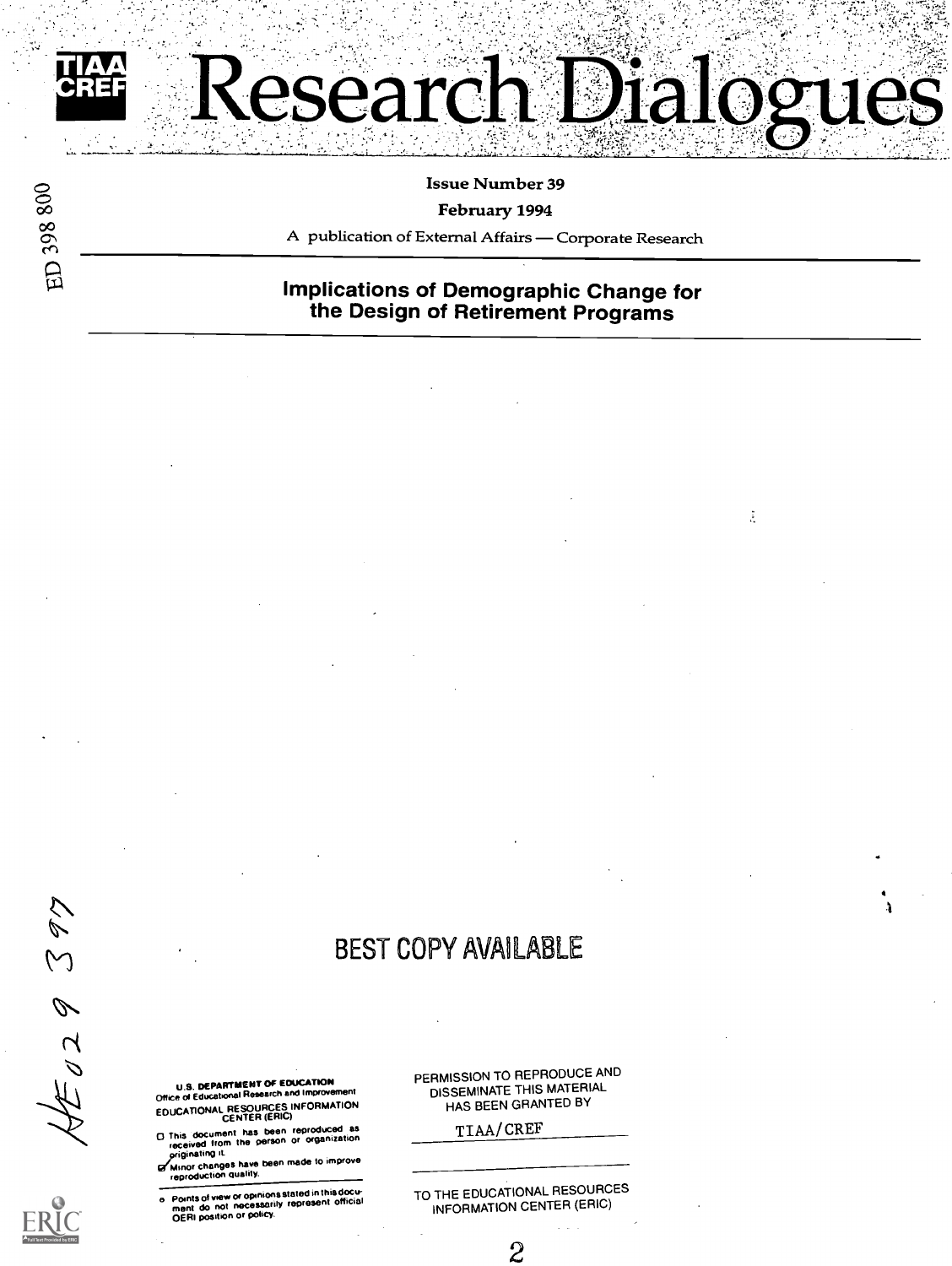ED 398 800

# Research Dialogues

**Issue Number 39**

**February 1994**

A publication of External Affairs — Corporate Research

## Implications of Demographic Change for the Design of Retirement Programs

BEST COPY AVAILABLE

HE029397

U.S. DEPARTMENT OF EDUCATION
Office of Educational Research and Improvement
EDUCATIONAL RESOURCES INFORMATION CENTER (ERIC)

- This document has been reproduced as received from the person or organization originating it.
- Minor changes have been made to improve reproduction quality.

- Points of view or opinions stated in this document do not necessarily represent official OERI position or policy.

PERMISSION TO REPRODUCE AND DISSEMINATE THIS MATERIAL HAS BEEN GRANTED BY

TIAA/CREF

TO THE EDUCATIONAL RESOURCES INFORMATION CENTER (ERIC)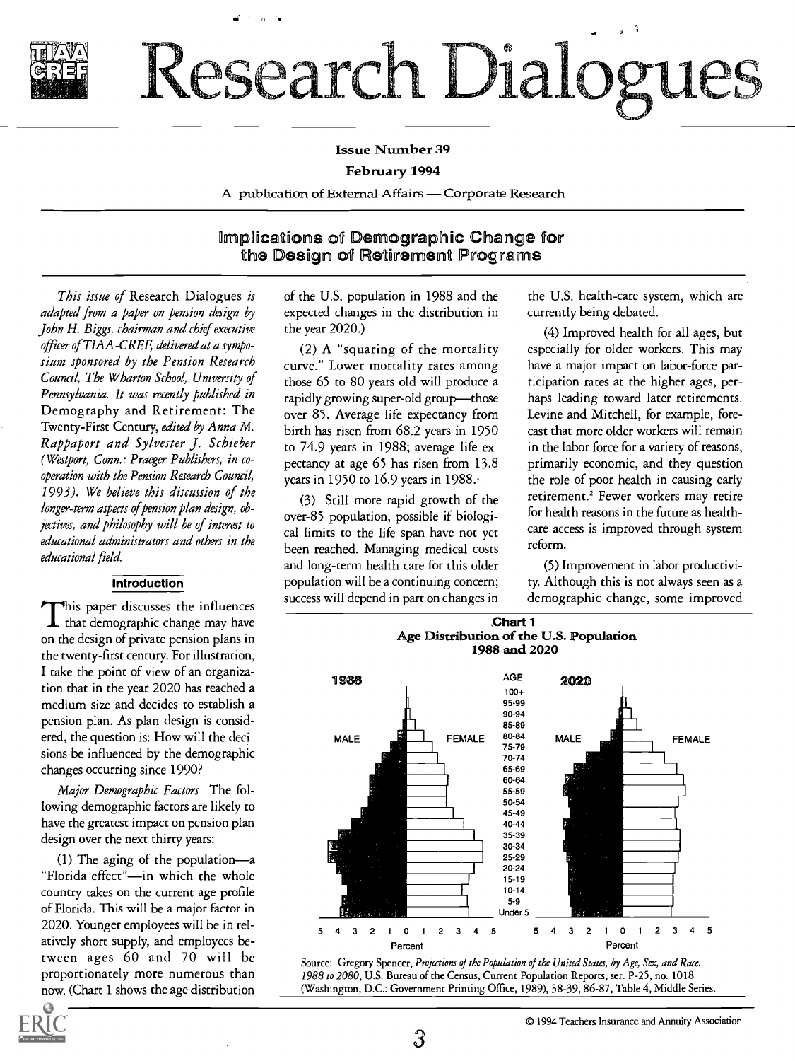# Research Dialogues

**Issue Number 39**

**February 1994**

A publication of External Affairs — Corporate Research

## Implications of Demographic Change for the Design of Retirement Programs

*This issue of* Research Dialogues *is adapted from a paper on pension design by John H. Biggs, chairman and chief executive officer of TIAA-CREF, delivered at a symposium sponsored by the Pension Research Council, The Wharton School, University of Pennsylvania. It was recently published in* Demography and Retirement: The Twenty-First Century, *edited by Anna M. Rappaport and Sylvester J. Schieber (Westport, Conn.: Praeger Publishers, in cooperation with the Pension Research Council, 1993). We believe this discussion of the longer-term aspects of pension plan design, objectives, and philosophy will be of interest to educational administrators and others in the educational field.*

### Introduction

This paper discusses the influences that demographic change may have on the design of private pension plans in the twenty-first century. For illustration, I take the point of view of an organization that in the year 2020 has reached a medium size and decides to establish a pension plan. As plan design is considered, the question is: How will the decisions be influenced by the demographic changes occurring since 1990?

*Major Demographic Factors* The following demographic factors are likely to have the greatest impact on pension plan design over the next thirty years:

(1) The aging of the population—a "Florida effect"—in which the whole country takes on the current age profile of Florida. This will be a major factor in 2020. Younger employees will be in relatively short supply, and employees between ages 60 and 70 will be proportionately more numerous than now. (Chart 1 shows the age distribution of the U.S. population in 1988 and the expected changes in the distribution in the year 2020.)

(2) A "squaring of the mortality curve." Lower mortality rates among those 65 to 80 years old will produce a rapidly growing super-old group—those over 85. Average life expectancy from birth has risen from 68.2 years in 1950 to 74.9 years in 1988; average life expectancy at age 65 has risen from 13.8 years in 1950 to 16.9 years in 1988.[1]

(3) Still more rapid growth of the over-85 population, possible if biological limits to the life span have not yet been reached. Managing medical costs and long-term health care for this older population will be a continuing concern; success will depend in part on changes in the U.S. health-care system, which are currently being debated.

(4) Improved health for all ages, but especially for older workers. This may have a major impact on labor-force participation rates at the higher ages, perhaps leading toward later retirements. Levine and Mitchell, for example, forecast that more older workers will remain in the labor force for a variety of reasons, primarily economic, and they question the role of poor health in causing early retirement.[2] Fewer workers may retire for health reasons in the future as health-care access is improved through system reform.

(5) Improvement in labor productivity. Although this is not always seen as a demographic change, some improved

**Chart 1**
**Age Distribution of the U.S. Population 1988 and 2020**

Source: Gregory Spencer, *Projections of the Population of the United States, by Age, Sex, and Race: 1988 to 2080*, U.S. Bureau of the Census, Current Population Reports, ser. P-25, no. 1018 (Washington, D.C.: Government Printing Office, 1989), 38-39, 86-87, Table 4, Middle Series.

© 1994 Teachers Insurance and Annuity Association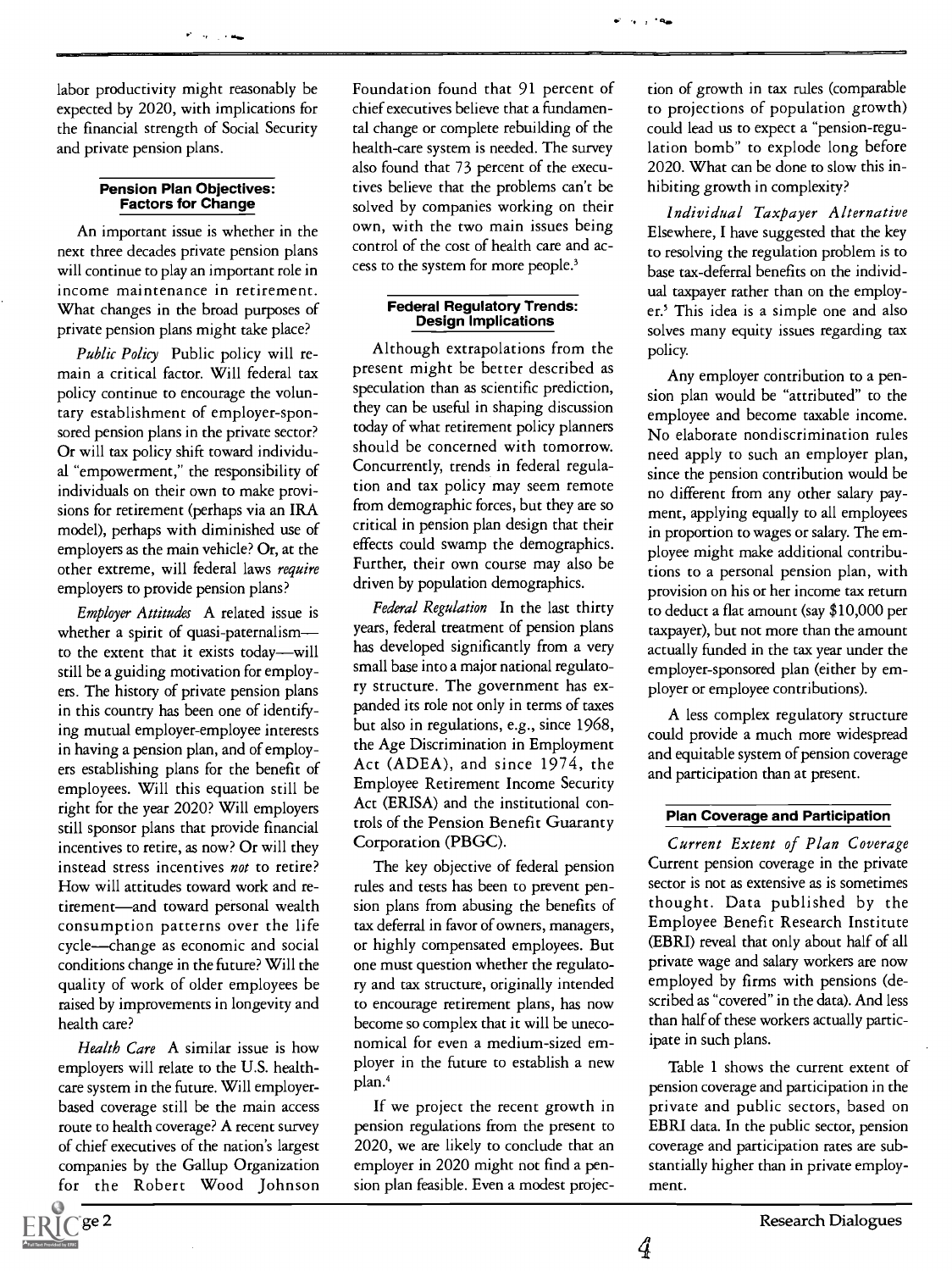labor productivity might reasonably be expected by 2020, with implications for the financial strength of Social Security and private pension plans.

#### Pension Plan Objectives: Factors for Change

An important issue is whether in the next three decades private pension plans will continue to play an important role in income maintenance in retirement. What changes in the broad purposes of private pension plans might take place?

*Public Policy* Public policy will remain a critical factor. Will federal tax policy continue to encourage the voluntary establishment of employer-sponsored pension plans in the private sector? Or will tax policy shift toward individual "empowerment," the responsibility of individuals on their own to make provisions for retirement (perhaps via an IRA model), perhaps with diminished use of employers as the main vehicle? Or, at the other extreme, will federal laws *require* employers to provide pension plans?

*Employer Attitudes* A related issue is whether a spirit of quasi-paternalism—to the extent that it exists today—will still be a guiding motivation for employers. The history of private pension plans in this country has been one of identifying mutual employer-employee interests in having a pension plan, and of employers establishing plans for the benefit of employees. Will this equation still be right for the year 2020? Will employers still sponsor plans that provide financial incentives to retire, as now? Or will they instead stress incentives *not* to retire? How will attitudes toward work and retirement—and toward personal wealth consumption patterns over the life cycle—change as economic and social conditions change in the future? Will the quality of work of older employees be raised by improvements in longevity and health care?

*Health Care* A similar issue is how employers will relate to the U.S. health-care system in the future. Will employer-based coverage still be the main access route to health coverage? A recent survey of chief executives of the nation's largest companies by the Gallup Organization for the Robert Wood Johnson Foundation found that 91 percent of chief executives believe that a fundamental change or complete rebuilding of the health-care system is needed. The survey also found that 73 percent of the executives believe that the problems can't be solved by companies working on their own, with the two main issues being control of the cost of health care and access to the system for more people.[3]

#### Federal Regulatory Trends: Design Implications

Although extrapolations from the present might be better described as speculation than as scientific prediction, they can be useful in shaping discussion today of what retirement policy planners should be concerned with tomorrow. Concurrently, trends in federal regulation and tax policy may seem remote from demographic forces, but they are so critical in pension plan design that their effects could swamp the demographics. Further, their own course may also be driven by population demographics.

*Federal Regulation* In the last thirty years, federal treatment of pension plans has developed significantly from a very small base into a major national regulatory structure. The government has expanded its role not only in terms of taxes but also in regulations, e.g., since 1968, the Age Discrimination in Employment Act (ADEA), and since 1974, the Employee Retirement Income Security Act (ERISA) and the institutional controls of the Pension Benefit Guaranty Corporation (PBGC).

The key objective of federal pension rules and tests has been to prevent pension plans from abusing the benefits of tax deferral in favor of owners, managers, or highly compensated employees. But one must question whether the regulatory and tax structure, originally intended to encourage retirement plans, has now become so complex that it will be uneconomical for even a medium-sized employer in the future to establish a new plan.[4]

If we project the recent growth in pension regulations from the present to 2020, we are likely to conclude that an employer in 2020 might not find a pension plan feasible. Even a modest projection of growth in tax rules (comparable to projections of population growth) could lead us to expect a "pension-regulation bomb" to explode long before 2020. What can be done to slow this inhibiting growth in complexity?

*Individual Taxpayer Alternative* Elsewhere, I have suggested that the key to resolving the regulation problem is to base tax-deferral benefits on the individual taxpayer rather than on the employer.[5] This idea is a simple one and also solves many equity issues regarding tax policy.

Any employer contribution to a pension plan would be "attributed" to the employee and become taxable income. No elaborate nondiscrimination rules need apply to such an employer plan, since the pension contribution would be no different from any other salary payment, applying equally to all employees in proportion to wages or salary. The employee might make additional contributions to a personal pension plan, with provision on his or her income tax return to deduct a flat amount (say $10,000 per taxpayer), but not more than the amount actually funded in the tax year under the employer-sponsored plan (either by employer or employee contributions).

A less complex regulatory structure could provide a much more widespread and equitable system of pension coverage and participation than at present.

#### Plan Coverage and Participation

*Current Extent of Plan Coverage* Current pension coverage in the private sector is not as extensive as is sometimes thought. Data published by the Employee Benefit Research Institute (EBRI) reveal that only about half of all private wage and salary workers are now employed by firms with pensions (described as "covered" in the data). And less than half of these workers actually participate in such plans.

Table 1 shows the current extent of pension coverage and participation in the private and public sectors, based on EBRI data. In the public sector, pension coverage and participation rates are substantially higher than in private employment.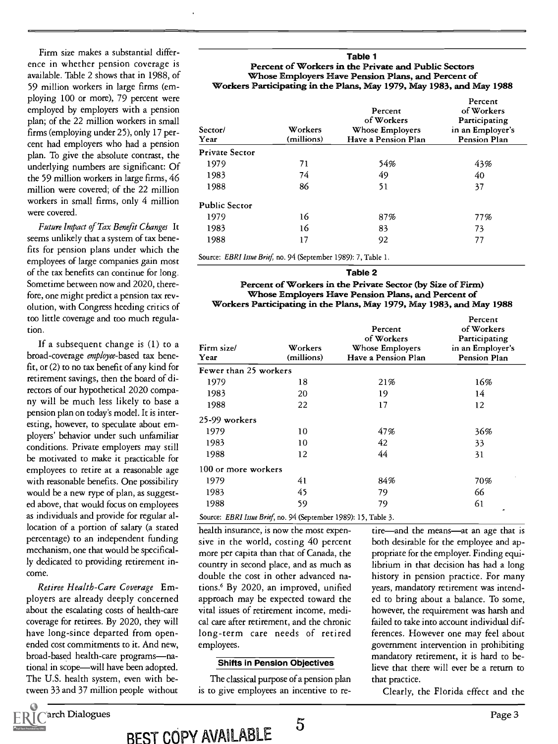Firm size makes a substantial difference in whether pension coverage is available. Table 2 shows that in 1988, of 59 million workers in large firms (employing 100 or more), 79 percent were employed by employers with a pension plan; of the 22 million workers in small firms (employing under 25), only 17 percent had employers who had a pension plan. To give the absolute contrast, the underlying numbers are significant: Of the 59 million workers in large firms, 46 million were covered; of the 22 million workers in small firms, only 4 million were covered.

*Future Impact of Tax Benefit Changes* It seems unlikely that a system of tax benefits for pension plans under which the employees of large companies gain most of the tax benefits can continue for long. Sometime between now and 2020, therefore, one might predict a pension tax revolution, with Congress heeding critics of too little coverage and too much regulation.

If a subsequent change is (1) to a broad-coverage *employee*-based tax benefit, or (2) to no tax benefit of any kind for retirement savings, then the board of directors of our hypothetical 2020 company will be much less likely to base a pension plan on today's model. It is interesting, however, to speculate about employers' behavior under such unfamiliar conditions. Private employers may still be motivated to make it practicable for employees to retire at a reasonable age with reasonable benefits. One possibility would be a new type of plan, as suggested above, that would focus on employees as individuals and provide for regular allocation of a portion of salary (a stated percentage) to an independent funding mechanism, one that would be specifically dedicated to providing retirement income.

*Retiree Health-Care Coverage* Employers are already deeply concerned about the escalating costs of health-care coverage for retirees. By 2020, they will have long-since departed from open-ended cost commitments to it. And new, broad-based health-care programs—national in scope—will have been adopted. The U.S. health system, even with between 33 and 37 million people without health insurance, is now the most expensive in the world, costing 40 percent more per capita than that of Canada, the country in second place, and as much as double the cost in other advanced nations.[6] By 2020, an improved, unified approach may be expected toward the vital issues of retirement income, medical care after retirement, and the chronic long-term care needs of retired employees.

**Table 1**
**Percent of Workers in the Private and Public Sectors Whose Employers Have Pension Plans, and Percent of Workers Participating in the Plans, May 1979, May 1983, and May 1988**

| Sector/ Year | Workers (millions) | Percent of Workers Whose Employers Have a Pension Plan | Percent of Workers Participating in an Employer's Pension Plan |
|---|---|---|---|
| **Private Sector** | | | |
| 1979 | 71 | 54% | 43% |
| 1983 | 74 | 49 | 40 |
| 1988 | 86 | 51 | 37 |
| **Public Sector** | | | |
| 1979 | 16 | 87% | 77% |
| 1983 | 16 | 83 | 73 |
| 1988 | 17 | 92 | 77 |

Source: *EBRI Issue Brief*, no. 94 (September 1989): 7, Table 1.

**Table 2**
**Percent of Workers in the Private Sector (by Size of Firm) Whose Employers Have Pension Plans, and Percent of Workers Participating in the Plans, May 1979, May 1983, and May 1988**

| Firm size/ Year | Workers (millions) | Percent of Workers Whose Employers Have a Pension Plan | Percent of Workers Participating in an Employer's Pension Plan |
|---|---|---|---|
| **Fewer than 25 workers** | | | |
| 1979 | 18 | 21% | 16% |
| 1983 | 20 | 19 | 14 |
| 1988 | 22 | 17 | 12 |
| **25-99 workers** | | | |
| 1979 | 10 | 47% | 36% |
| 1983 | 10 | 42 | 33 |
| 1988 | 12 | 44 | 31 |
| **100 or more workers** | | | |
| 1979 | 41 | 84% | 70% |
| 1983 | 45 | 79 | 66 |
| 1988 | 59 | 79 | 61 |

Source: *EBRI Issue Brief*, no. 94 (September 1989): 15, Table 3.

### Shifts in Pension Objectives

The classical purpose of a pension plan is to give employees an incentive to retire—and the means—at an age that is both desirable for the employee and appropriate for the employer. Finding equilibrium in that decision has had a long history in pension practice. For many years, mandatory retirement was intended to bring about a balance. To some, however, the requirement was harsh and failed to take into account individual differences. However one may feel about government intervention in prohibiting mandatory retirement, it is hard to believe that there will ever be a return to that practice.

Clearly, the Florida effect and the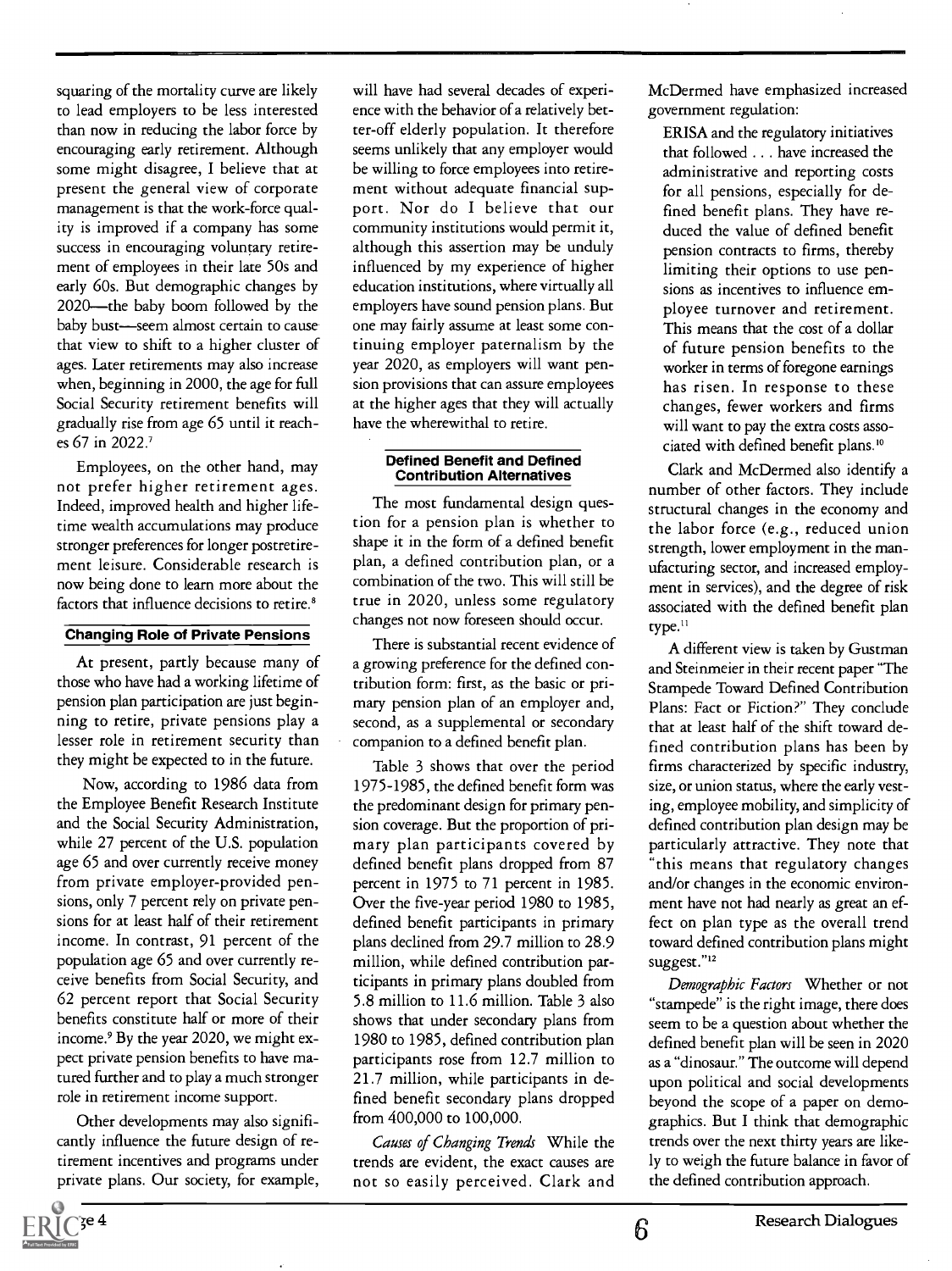squaring of the mortality curve are likely to lead employers to be less interested than now in reducing the labor force by encouraging early retirement. Although some might disagree, I believe that at present the general view of corporate management is that the work-force quality is improved if a company has some success in encouraging voluntary retirement of employees in their late 50s and early 60s. But demographic changes by 2020—the baby boom followed by the baby bust—seem almost certain to cause that view to shift to a higher cluster of ages. Later retirements may also increase when, beginning in 2000, the age for full Social Security retirement benefits will gradually rise from age 65 until it reaches 67 in 2022.[7]

Employees, on the other hand, may not prefer higher retirement ages. Indeed, improved health and higher lifetime wealth accumulations may produce stronger preferences for longer postretirement leisure. Considerable research is now being done to learn more about the factors that influence decisions to retire.[8]

### Changing Role of Private Pensions

At present, partly because many of those who have had a working lifetime of pension plan participation are just beginning to retire, private pensions play a lesser role in retirement security than they might be expected to in the future.

Now, according to 1986 data from the Employee Benefit Research Institute and the Social Security Administration, while 27 percent of the U.S. population age 65 and over currently receive money from private employer-provided pensions, only 7 percent rely on private pensions for at least half of their retirement income. In contrast, 91 percent of the population age 65 and over currently receive benefits from Social Security, and 62 percent report that Social Security benefits constitute half or more of their income.[9] By the year 2020, we might expect private pension benefits to have matured further and to play a much stronger role in retirement income support.

Other developments may also significantly influence the future design of retirement incentives and programs under private plans. Our society, for example, will have had several decades of experience with the behavior of a relatively better-off elderly population. It therefore seems unlikely that any employer would be willing to force employees into retirement without adequate financial support. Nor do I believe that our community institutions would permit it, although this assertion may be unduly influenced by my experience of higher education institutions, where virtually all employers have sound pension plans. But one may fairly assume at least some continuing employer paternalism by the year 2020, as employers will want pension provisions that can assure employees at the higher ages that they will actually have the wherewithal to retire.

### Defined Benefit and Defined Contribution Alternatives

The most fundamental design question for a pension plan is whether to shape it in the form of a defined benefit plan, a defined contribution plan, or a combination of the two. This will still be true in 2020, unless some regulatory changes not now foreseen should occur.

There is substantial recent evidence of a growing preference for the defined contribution form: first, as the basic or primary pension plan of an employer and, second, as a supplemental or secondary companion to a defined benefit plan.

Table 3 shows that over the period 1975-1985, the defined benefit form was the predominant design for primary pension coverage. But the proportion of primary plan participants covered by defined benefit plans dropped from 87 percent in 1975 to 71 percent in 1985. Over the five-year period 1980 to 1985, defined benefit participants in primary plans declined from 29.7 million to 28.9 million, while defined contribution participants in primary plans doubled from 5.8 million to 11.6 million. Table 3 also shows that under secondary plans from 1980 to 1985, defined contribution plan participants rose from 12.7 million to 21.7 million, while participants in defined benefit secondary plans dropped from 400,000 to 100,000.

*Causes of Changing Trends* While the trends are evident, the exact causes are not so easily perceived. Clark and McDermed have emphasized increased government regulation:

> ERISA and the regulatory initiatives that followed . . . have increased the administrative and reporting costs for all pensions, especially for defined benefit plans. They have reduced the value of defined benefit pension contracts to firms, thereby limiting their options to use pensions as incentives to influence employee turnover and retirement. This means that the cost of a dollar of future pension benefits to the worker in terms of foregone earnings has risen. In response to these changes, fewer workers and firms will want to pay the extra costs associated with defined benefit plans.[10]

Clark and McDermed also identify a number of other factors. They include structural changes in the economy and the labor force (e.g., reduced union strength, lower employment in the manufacturing sector, and increased employment in services), and the degree of risk associated with the defined benefit plan type.[11]

A different view is taken by Gustman and Steinmeier in their recent paper "The Stampede Toward Defined Contribution Plans: Fact or Fiction?" They conclude that at least half of the shift toward defined contribution plans has been by firms characterized by specific industry, size, or union status, where the early vesting, employee mobility, and simplicity of defined contribution plan design may be particularly attractive. They note that "this means that regulatory changes and/or changes in the economic environment have not had nearly as great an effect on plan type as the overall trend toward defined contribution plans might suggest."[12]

*Demographic Factors* Whether or not "stampede" is the right image, there does seem to be a question about whether the defined benefit plan will be seen in 2020 as a "dinosaur." The outcome will depend upon political and social developments beyond the scope of a paper on demographics. But I think that demographic trends over the next thirty years are likely to weigh the future balance in favor of the defined contribution approach.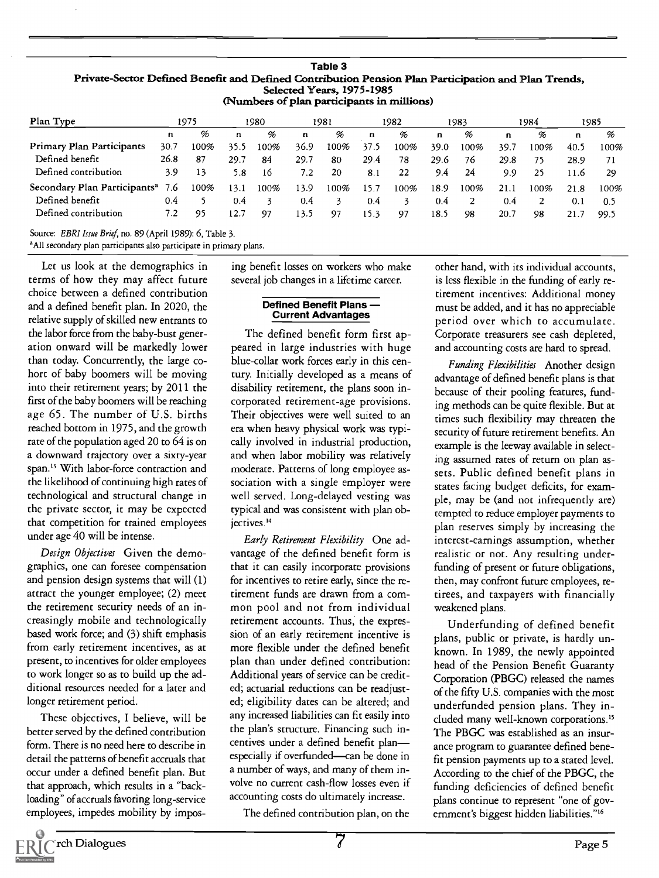**Table 3**
**Private-Sector Defined Benefit and Defined Contribution Pension Plan Participation and Plan Trends, Selected Years, 1975-1985**
**(Numbers of plan participants in millions)**

| Plan Type | 1975 | | 1980 | | 1981 | | 1982 | | 1983 | | 1984 | | 1985 | |
|---|---|---|---|---|---|---|---|---|---|---|---|---|---|---|
| | n | % | n | % | n | % | n | % | n | % | n | % | n | % |
| **Primary Plan Participants** | 30.7 | 100% | 35.5 | 100% | 36.9 | 100% | 37.5 | 100% | 39.0 | 100% | 39.7 | 100% | 40.5 | 100% |
| Defined benefit | 26.8 | 87 | 29.7 | 84 | 29.7 | 80 | 29.4 | 78 | 29.6 | 76 | 29.8 | 75 | 28.9 | 71 |
| Defined contribution | 3.9 | 13 | 5.8 | 16 | 7.2 | 20 | 8.1 | 22 | 9.4 | 24 | 9.9 | 25 | 11.6 | 29 |
| **Secondary Plan Participants**[a] | 7.6 | 100% | 13.1 | 100% | 13.9 | 100% | 15.7 | 100% | 18.9 | 100% | 21.1 | 100% | 21.8 | 100% |
| Defined benefit | 0.4 | 5 | 0.4 | 3 | 0.4 | 3 | 0.4 | 3 | 0.4 | 2 | 0.4 | 2 | 0.1 | 0.5 |
| Defined contribution | 7.2 | 95 | 12.7 | 97 | 13.5 | 97 | 15.3 | 97 | 18.5 | 98 | 20.7 | 98 | 21.7 | 99.5 |

Source: *EBRI Issue Brief*, no. 89 (April 1989): 6, Table 3.

[a]All secondary plan participants also participate in primary plans.

Let us look at the demographics in terms of how they may affect future choice between a defined contribution and a defined benefit plan. In 2020, the relative supply of skilled new entrants to the labor force from the baby-bust generation onward will be markedly lower than today. Concurrently, the large cohort of baby boomers will be moving into their retirement years; by 2011 the first of the baby boomers will be reaching age 65. The number of U.S. births reached bottom in 1975, and the growth rate of the population aged 20 to 64 is on a downward trajectory over a sixty-year span.[13] With labor-force contraction and the likelihood of continuing high rates of technological and structural change in the private sector, it may be expected that competition for trained employees under age 40 will be intense.

*Design Objectives* Given the demographics, one can foresee compensation and pension design systems that will (1) attract the younger employee; (2) meet the retirement security needs of an increasingly mobile and technologically based work force; and (3) shift emphasis from early retirement incentives, as at present, to incentives for older employees to work longer so as to build up the additional resources needed for a later and longer retirement period.

These objectives, I believe, will be better served by the defined contribution form. There is no need here to describe in detail the patterns of benefit accruals that occur under a defined benefit plan. But that approach, which results in a "backloading" of accruals favoring long-service employees, impedes mobility by imposing benefit losses on workers who make several job changes in a lifetime career.

#### Defined Benefit Plans — Current Advantages

The defined benefit form first appeared in large industries with huge blue-collar work forces early in this century. Initially developed as a means of disability retirement, the plans soon incorporated retirement-age provisions. Their objectives were well suited to an era when heavy physical work was typically involved in industrial production, and when labor mobility was relatively moderate. Patterns of long employee association with a single employer were well served. Long-delayed vesting was typical and was consistent with plan objectives.[14]

*Early Retirement Flexibility* One advantage of the defined benefit form is that it can easily incorporate provisions for incentives to retire early, since the retirement funds are drawn from a common pool and not from individual retirement accounts. Thus, the expression of an early retirement incentive is more flexible under the defined benefit plan than under defined contribution: Additional years of service can be credited; actuarial reductions can be readjusted; eligibility dates can be altered; and any increased liabilities can fit easily into the plan's structure. Financing such incentives under a defined benefit plan—especially if overfunded—can be done in a number of ways, and many of them involve no current cash-flow losses even if accounting costs do ultimately increase.

The defined contribution plan, on the other hand, with its individual accounts, is less flexible in the funding of early retirement incentives: Additional money must be added, and it has no appreciable period over which to accumulate. Corporate treasurers see cash depleted, and accounting costs are hard to spread.

*Funding Flexibilities* Another design advantage of defined benefit plans is that because of their pooling features, funding methods can be quite flexible. But at times such flexibility may threaten the security of future retirement benefits. An example is the leeway available in selecting assumed rates of return on plan assets. Public defined benefit plans in states facing budget deficits, for example, may be (and not infrequently are) tempted to reduce employer payments to plan reserves simply by increasing the interest-earnings assumption, whether realistic or not. Any resulting underfunding of present or future obligations, then, may confront future employees, retirees, and taxpayers with financially weakened plans.

Underfunding of defined benefit plans, public or private, is hardly unknown. In 1989, the newly appointed head of the Pension Benefit Guaranty Corporation (PBGC) released the names of the fifty U.S. companies with the most underfunded pension plans. They included many well-known corporations.[15] The PBGC was established as an insurance program to guarantee defined benefit pension payments up to a stated level. According to the chief of the PBGC, the funding deficiencies of defined benefit plans continue to represent "one of government's biggest hidden liabilities."[16]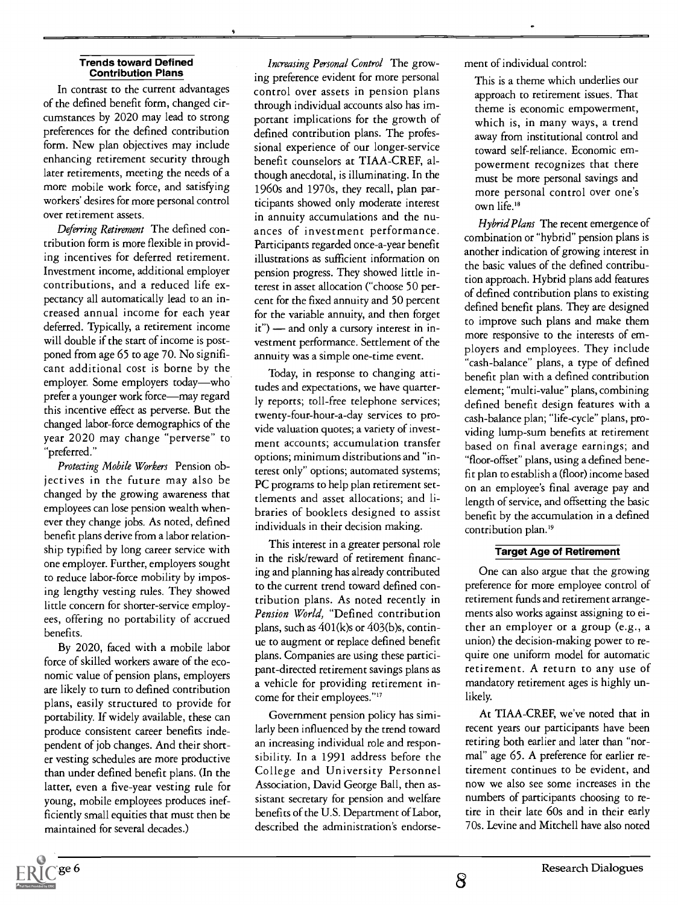### Trends toward Defined Contribution Plans

In contrast to the current advantages of the defined benefit form, changed circumstances by 2020 may lead to strong preferences for the defined contribution form. New plan objectives may include enhancing retirement security through later retirements, meeting the needs of a more mobile work force, and satisfying workers' desires for more personal control over retirement assets.

*Deferring Retirement* The defined contribution form is more flexible in providing incentives for deferred retirement. Investment income, additional employer contributions, and a reduced life expectancy all automatically lead to an increased annual income for each year deferred. Typically, a retirement income will double if the start of income is postponed from age 65 to age 70. No significant additional cost is borne by the employer. Some employers today—who prefer a younger work force—may regard this incentive effect as perverse. But the changed labor-force demographics of the year 2020 may change "perverse" to "preferred."

*Protecting Mobile Workers* Pension objectives in the future may also be changed by the growing awareness that employees can lose pension wealth whenever they change jobs. As noted, defined benefit plans derive from a labor relationship typified by long career service with one employer. Further, employers sought to reduce labor-force mobility by imposing lengthy vesting rules. They showed little concern for shorter-service employees, offering no portability of accrued benefits.

By 2020, faced with a mobile labor force of skilled workers aware of the economic value of pension plans, employers are likely to turn to defined contribution plans, easily structured to provide for portability. If widely available, these can produce consistent career benefits independent of job changes. And their shorter vesting schedules are more productive than under defined benefit plans. (In the latter, even a five-year vesting rule for young, mobile employees produces inefficiently small equities that must then be maintained for several decades.)

*Increasing Personal Control* The growing preference evident for more personal control over assets in pension plans through individual accounts also has important implications for the growth of defined contribution plans. The professional experience of our longer-service benefit counselors at TIAA-CREF, although anecdotal, is illuminating. In the 1960s and 1970s, they recall, plan participants showed only moderate interest in annuity accumulations and the nuances of investment performance. Participants regarded once-a-year benefit illustrations as sufficient information on pension progress. They showed little interest in asset allocation ("choose 50 percent for the fixed annuity and 50 percent for the variable annuity, and then forget it") — and only a cursory interest in investment performance. Settlement of the annuity was a simple one-time event.

Today, in response to changing attitudes and expectations, we have quarterly reports; toll-free telephone services; twenty-four-hour-a-day services to provide valuation quotes; a variety of investment accounts; accumulation transfer options; minimum distributions and "interest only" options; automated systems; PC programs to help plan retirement settlements and asset allocations; and libraries of booklets designed to assist individuals in their decision making.

This interest in a greater personal role in the risk/reward of retirement financing and planning has already contributed to the current trend toward defined contribution plans. As noted recently in *Pension World,* "Defined contribution plans, such as 401(k)s or 403(b)s, continue to augment or replace defined benefit plans. Companies are using these participant-directed retirement savings plans as a vehicle for providing retirement income for their employees."[17]

Government pension policy has similarly been influenced by the trend toward an increasing individual role and responsibility. In a 1991 address before the College and University Personnel Association, David George Ball, then assistant secretary for pension and welfare benefits of the U.S. Department of Labor, described the administration's endorsement of individual control:

> This is a theme which underlies our approach to retirement issues. That theme is economic empowerment, which is, in many ways, a trend away from institutional control and toward self-reliance. Economic empowerment recognizes that there must be more personal savings and more personal control over one's own life.[18]

*Hybrid Plans* The recent emergence of combination or "hybrid" pension plans is another indication of growing interest in the basic values of the defined contribution approach. Hybrid plans add features of defined contribution plans to existing defined benefit plans. They are designed to improve such plans and make them more responsive to the interests of employers and employees. They include "cash-balance" plans, a type of defined benefit plan with a defined contribution element; "multi-value" plans, combining defined benefit design features with a cash-balance plan; "life-cycle" plans, providing lump-sum benefits at retirement based on final average earnings; and "floor-offset" plans, using a defined benefit plan to establish a (floor) income based on an employee's final average pay and length of service, and offsetting the basic benefit by the accumulation in a defined contribution plan.[19]

### Target Age of Retirement

One can also argue that the growing preference for more employee control of retirement funds and retirement arrangements also works against assigning to either an employer or a group (e.g., a union) the decision-making power to require one uniform model for automatic retirement. A return to any use of mandatory retirement ages is highly unlikely.

At TIAA-CREF, we've noted that in recent years our participants have been retiring both earlier and later than "normal" age 65. A preference for earlier retirement continues to be evident, and now we also see some increases in the numbers of participants choosing to retire in their late 60s and in their early 70s. Levine and Mitchell have also noted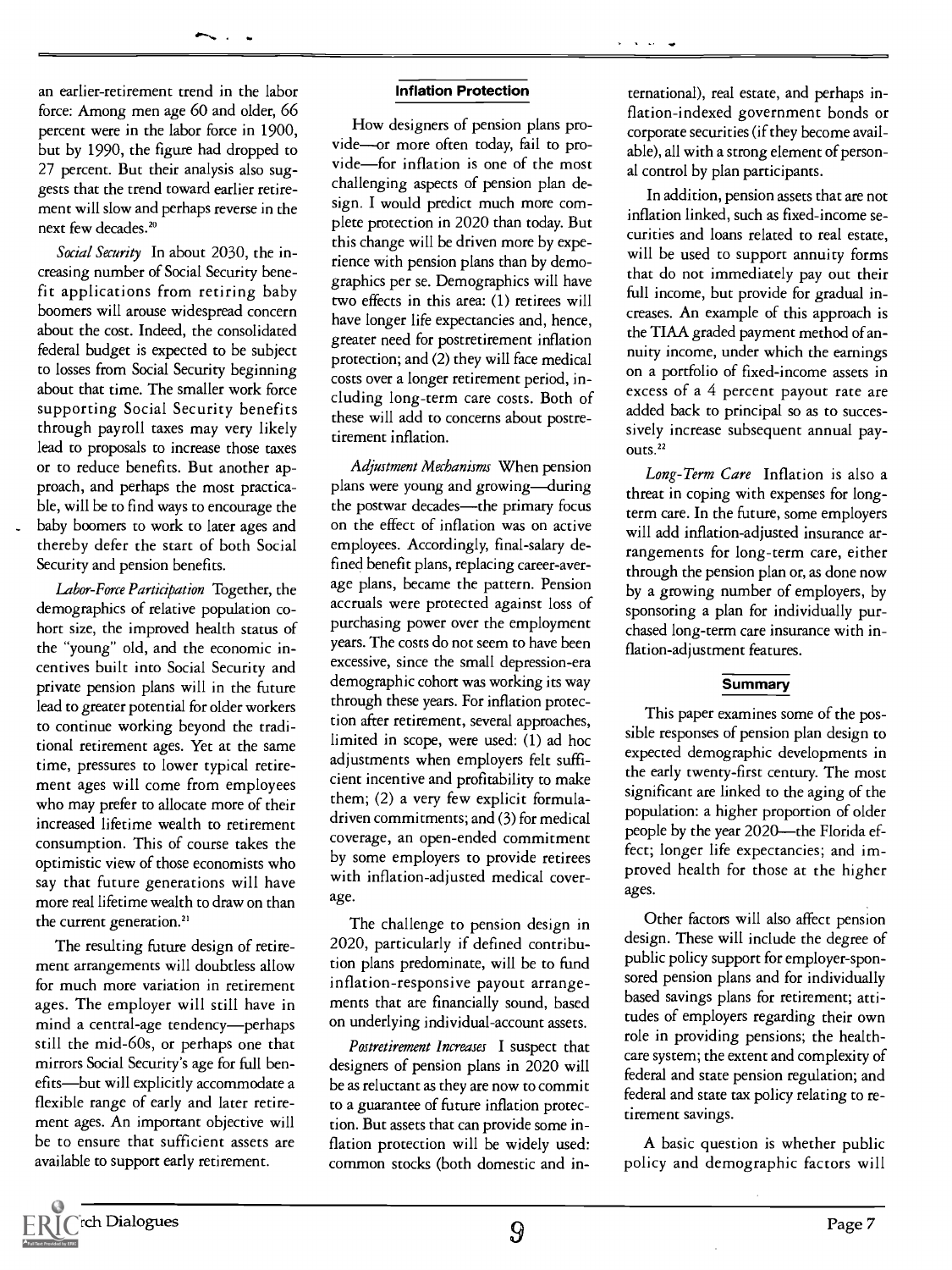an earlier-retirement trend in the labor force: Among men age 60 and older, 66 percent were in the labor force in 1900, but by 1990, the figure had dropped to 27 percent. But their analysis also suggests that the trend toward earlier retirement will slow and perhaps reverse in the next few decades.[20]

*Social Security* In about 2030, the increasing number of Social Security benefit applications from retiring baby boomers will arouse widespread concern about the cost. Indeed, the consolidated federal budget is expected to be subject to losses from Social Security beginning about that time. The smaller work force supporting Social Security benefits through payroll taxes may very likely lead to proposals to increase those taxes or to reduce benefits. But another approach, and perhaps the most practicable, will be to find ways to encourage the baby boomers to work to later ages and thereby defer the start of both Social Security and pension benefits.

*Labor-Force Participation* Together, the demographics of relative population cohort size, the improved health status of the "young" old, and the economic incentives built into Social Security and private pension plans will in the future lead to greater potential for older workers to continue working beyond the traditional retirement ages. Yet at the same time, pressures to lower typical retirement ages will come from employees who may prefer to allocate more of their increased lifetime wealth to retirement consumption. This of course takes the optimistic view of those economists who say that future generations will have more real lifetime wealth to draw on than the current generation.[21]

The resulting future design of retirement arrangements will doubtless allow for much more variation in retirement ages. The employer will still have in mind a central-age tendency—perhaps still the mid-60s, or perhaps one that mirrors Social Security's age for full benefits—but will explicitly accommodate a flexible range of early and later retirement ages. An important objective will be to ensure that sufficient assets are available to support early retirement.

## Inflation Protection

How designers of pension plans provide—or more often today, fail to provide—for inflation is one of the most challenging aspects of pension plan design. I would predict much more complete protection in 2020 than today. But this change will be driven more by experience with pension plans than by demographics per se. Demographics will have two effects in this area: (1) retirees will have longer life expectancies and, hence, greater need for postretirement inflation protection; and (2) they will face medical costs over a longer retirement period, including long-term care costs. Both of these will add to concerns about postretirement inflation.

*Adjustment Mechanisms* When pension plans were young and growing—during the postwar decades—the primary focus on the effect of inflation was on active employees. Accordingly, final-salary defined benefit plans, replacing career-average plans, became the pattern. Pension accruals were protected against loss of purchasing power over the employment years. The costs do not seem to have been excessive, since the small depression-era demographic cohort was working its way through these years. For inflation protection after retirement, several approaches, limited in scope, were used: (1) ad hoc adjustments when employers felt sufficient incentive and profitability to make them; (2) a very few explicit formula-driven commitments; and (3) for medical coverage, an open-ended commitment by some employers to provide retirees with inflation-adjusted medical coverage.

The challenge to pension design in 2020, particularly if defined contribution plans predominate, will be to fund inflation-responsive payout arrangements that are financially sound, based on underlying individual-account assets.

*Postretirement Increases* I suspect that designers of pension plans in 2020 will be as reluctant as they are now to commit to a guarantee of future inflation protection. But assets that can provide some inflation protection will be widely used: common stocks (both domestic and international), real estate, and perhaps inflation-indexed government bonds or corporate securities (if they become available), all with a strong element of personal control by plan participants.

In addition, pension assets that are not inflation linked, such as fixed-income securities and loans related to real estate, will be used to support annuity forms that do not immediately pay out their full income, but provide for gradual increases. An example of this approach is the TIAA graded payment method of annuity income, under which the earnings on a portfolio of fixed-income assets in excess of a 4 percent payout rate are added back to principal so as to successively increase subsequent annual payouts.[22]

*Long-Term Care* Inflation is also a threat in coping with expenses for long-term care. In the future, some employers will add inflation-adjusted insurance arrangements for long-term care, either through the pension plan or, as done now by a growing number of employers, by sponsoring a plan for individually purchased long-term care insurance with inflation-adjustment features.

## Summary

This paper examines some of the possible responses of pension plan design to expected demographic developments in the early twenty-first century. The most significant are linked to the aging of the population: a higher proportion of older people by the year 2020—the Florida effect; longer life expectancies; and improved health for those at the higher ages.

Other factors will also affect pension design. These will include the degree of public policy support for employer-sponsored pension plans and for individually based savings plans for retirement; attitudes of employers regarding their own role in providing pensions; the health-care system; the extent and complexity of federal and state pension regulation; and federal and state tax policy relating to retirement savings.

A basic question is whether public policy and demographic factors will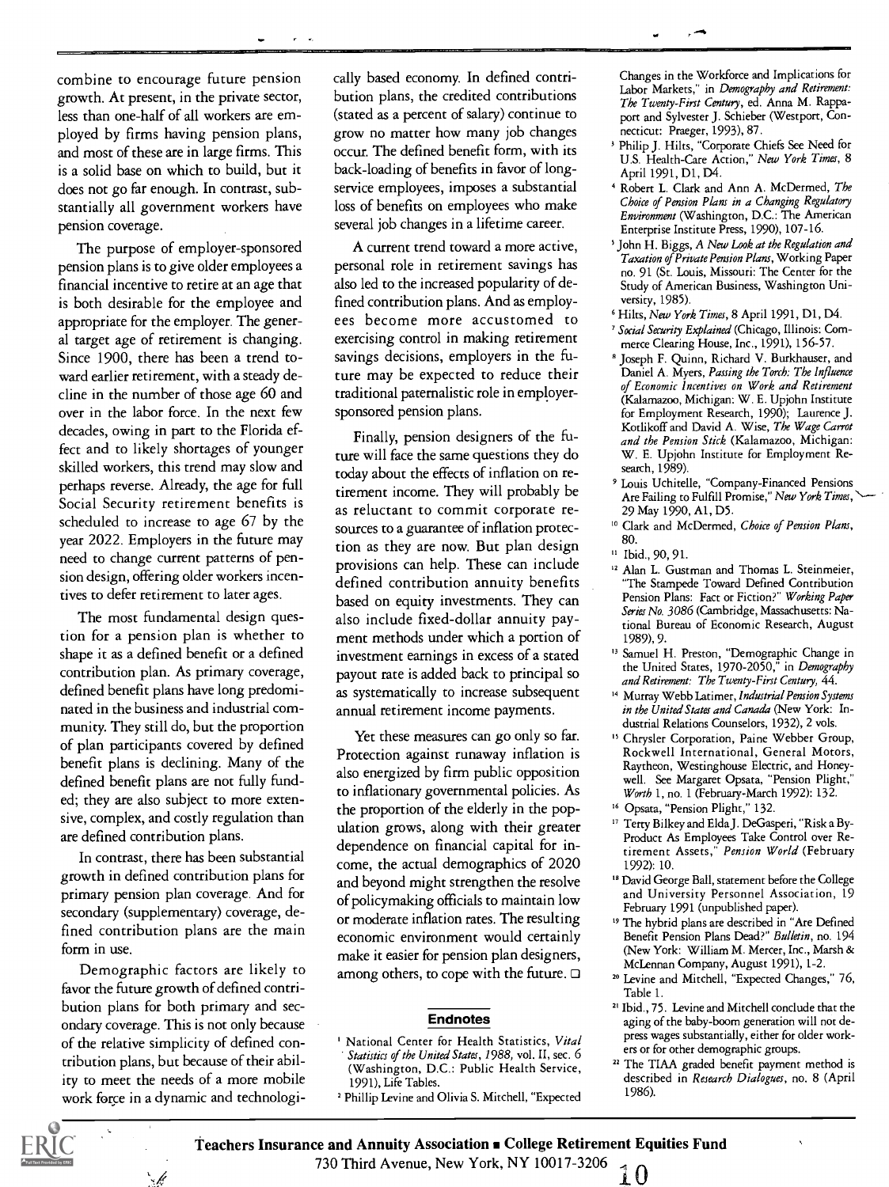combine to encourage future pension growth. At present, in the private sector, less than one-half of all workers are employed by firms having pension plans, and most of these are in large firms. This is a solid base on which to build, but it does not go far enough. In contrast, substantially all government workers have pension coverage.

The purpose of employer-sponsored pension plans is to give older employees a financial incentive to retire at an age that is both desirable for the employee and appropriate for the employer. The general target age of retirement is changing. Since 1900, there has been a trend toward earlier retirement, with a steady decline in the number of those age 60 and over in the labor force. In the next few decades, owing in part to the Florida effect and to likely shortages of younger skilled workers, this trend may slow and perhaps reverse. Already, the age for full Social Security retirement benefits is scheduled to increase to age 67 by the year 2022. Employers in the future may need to change current patterns of pension design, offering older workers incentives to defer retirement to later ages.

The most fundamental design question for a pension plan is whether to shape it as a defined benefit or a defined contribution plan. As primary coverage, defined benefit plans have long predominated in the business and industrial community. They still do, but the proportion of plan participants covered by defined benefit plans is declining. Many of the defined benefit plans are not fully funded; they are also subject to more extensive, complex, and costly regulation than are defined contribution plans.

In contrast, there has been substantial growth in defined contribution plans for primary pension plan coverage. And for secondary (supplementary) coverage, defined contribution plans are the main form in use.

Demographic factors are likely to favor the future growth of defined contribution plans for both primary and secondary coverage. This is not only because of the relative simplicity of defined contribution plans, but because of their ability to meet the needs of a more mobile work force in a dynamic and technologically based economy. In defined contribution plans, the credited contributions (stated as a percent of salary) continue to grow no matter how many job changes occur. The defined benefit form, with its back-loading of benefits in favor of long-service employees, imposes a substantial loss of benefits on employees who make several job changes in a lifetime career.

A current trend toward a more active, personal role in retirement savings has also led to the increased popularity of defined contribution plans. And as employees become more accustomed to exercising control in making retirement savings decisions, employers in the future may be expected to reduce their traditional paternalistic role in employer-sponsored pension plans.

Finally, pension designers of the future will face the same questions they do today about the effects of inflation on retirement income. They will probably be as reluctant to commit corporate resources to a guarantee of inflation protection as they are now. But plan design provisions can help. These can include defined contribution annuity benefits based on equity investments. They can also include fixed-dollar annuity payment methods under which a portion of investment earnings in excess of a stated payout rate is added back to principal so as systematically to increase subsequent annual retirement income payments.

Yet these measures can go only so far. Protection against runaway inflation is also energized by firm public opposition to inflationary governmental policies. As the proportion of the elderly in the population grows, along with their greater dependence on financial capital for income, the actual demographics of 2020 and beyond might strengthen the resolve of policymaking officials to maintain low or moderate inflation rates. The resulting economic environment would certainly make it easier for pension plan designers, among others, to cope with the future. ☐

## Endnotes

1. National Center for Health Statistics, *Vital Statistics of the United States, 1988*, vol. II, sec. 6 (Washington, D.C.: Public Health Service, 1991), Life Tables.
2. Phillip Levine and Olivia S. Mitchell, "Expected Changes in the Workforce and Implications for Labor Markets," in *Demography and Retirement: The Twenty-First Century*, ed. Anna M. Rappaport and Sylvester J. Schieber (Westport, Connecticut: Praeger, 1993), 87.
3. Philip J. Hilts, "Corporate Chiefs See Need for U.S. Health-Care Action," *New York Times*, 8 April 1991, D1, D4.
4. Robert L. Clark and Ann A. McDermed, *The Choice of Pension Plans in a Changing Regulatory Environment* (Washington, D.C.: The American Enterprise Institute Press, 1990), 107-16.
5. John H. Biggs, *A New Look at the Regulation and Taxation of Private Pension Plans*, Working Paper no. 91 (St. Louis, Missouri: The Center for the Study of American Business, Washington University, 1985).
6. Hilts, *New York Times*, 8 April 1991, D1, D4.
7. *Social Security Explained* (Chicago, Illinois: Commerce Clearing House, Inc., 1991), 156-57.
8. Joseph F. Quinn, Richard V. Burkhauser, and Daniel A. Myers, *Passing the Torch: The Influence of Economic Incentives on Work and Retirement* (Kalamazoo, Michigan: W. E. Upjohn Institute for Employment Research, 1990); Laurence J. Kotlikoff and David A. Wise, *The Wage Carrot and the Pension Stick* (Kalamazoo, Michigan: W. E. Upjohn Institute for Employment Research, 1989).
9. Louis Uchitelle, "Company-Financed Pensions Are Failing to Fulfill Promise," *New York Times*, 29 May 1990, A1, D5.
10. Clark and McDermed, *Choice of Pension Plans*, 80.
11. Ibid., 90, 91.
12. Alan L. Gustman and Thomas L. Steinmeier, "The Stampede Toward Defined Contribution Pension Plans: Fact or Fiction?" *Working Paper Series No. 3086* (Cambridge, Massachusetts: National Bureau of Economic Research, August 1989), 9.
13. Samuel H. Preston, "Demographic Change in the United States, 1970-2050," in *Demography and Retirement: The Twenty-First Century*, 44.
14. Murray Webb Latimer, *Industrial Pension Systems in the United States and Canada* (New York: Industrial Relations Counselors, 1932), 2 vols.
15. Chrysler Corporation, Paine Webber Group, Rockwell International, General Motors, Raytheon, Westinghouse Electric, and Honeywell. See Margaret Opsata, "Pension Plight," *Worth* 1, no. 1 (February-March 1992): 132.
16. Opsata, "Pension Plight," 132.
17. Terry Bilkey and Elda J. DeGasperi, "Risk a By-Product As Employees Take Control over Retirement Assets," *Pension World* (February 1992): 10.
18. David George Ball, statement before the College and University Personnel Association, 19 February 1991 (unpublished paper).
19. The hybrid plans are described in "Are Defined Benefit Pension Plans Dead?" *Bulletin*, no. 194 (New York: William M. Mercer, Inc., Marsh & McLennan Company, August 1991), 1-2.
20. Levine and Mitchell, "Expected Changes," 76, Table 1.
21. Ibid., 75. Levine and Mitchell conclude that the aging of the baby-boom generation will not depress wages substantially, either for older workers or for other demographic groups.
22. The TIAA graded benefit payment method is described in *Research Dialogues*, no. 8 (April 1986).

**Teachers Insurance and Annuity Association ■ College Retirement Equities Fund**
730 Third Avenue, New York, NY 10017-3206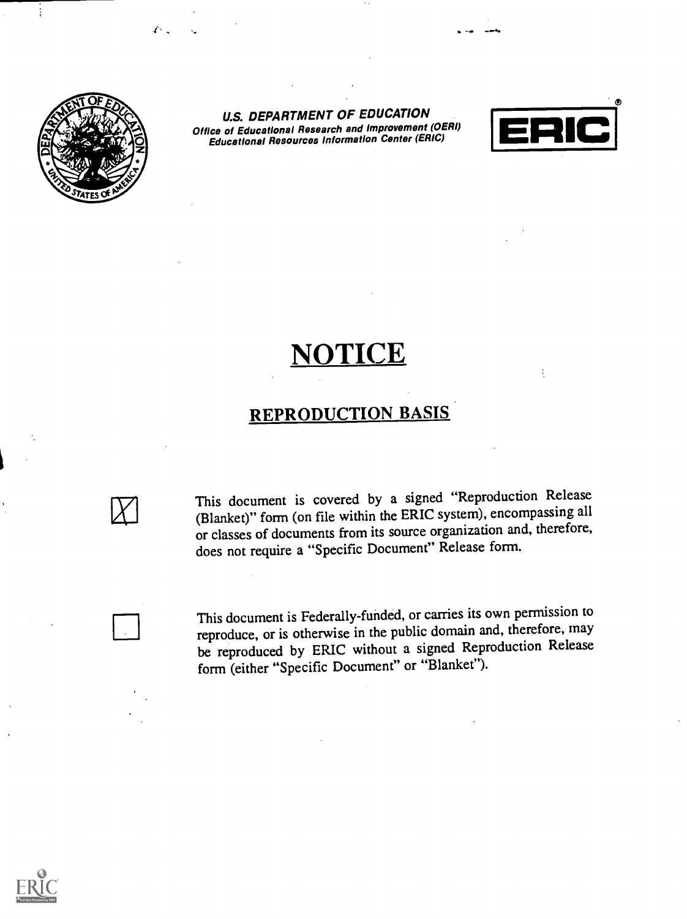U.S. DEPARTMENT OF EDUCATION
Office of Educational Research and Improvement (OERI)
Educational Resources Information Center (ERIC)

ERIC®

# NOTICE

## REPRODUCTION BASIS

☒ This document is covered by a signed "Reproduction Release (Blanket)" form (on file within the ERIC system), encompassing all or classes of documents from its source organization and, therefore, does not require a "Specific Document" Release form.

☐ This document is Federally-funded, or carries its own permission to reproduce, or is otherwise in the public domain and, therefore, may be reproduced by ERIC without a signed Reproduction Release form (either "Specific Document" or "Blanket").